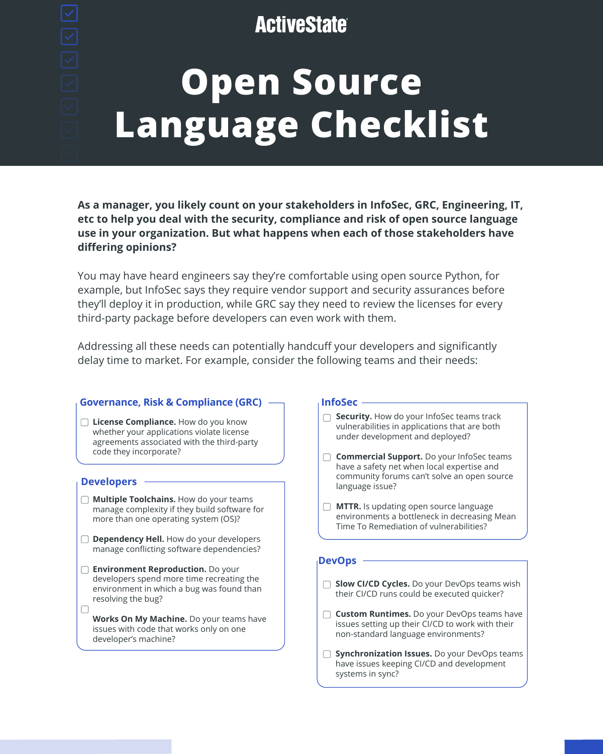ActiveState

# Open Source Language Checklist

**As a manager, you likely count on your stakeholders in InfoSec, GRC, Engineering, IT, etc to help you deal with the security, compliance and risk of open source language use in your organization. But what happens when each of those stakeholders have differing opinions?**

You may have heard engineers say they're comfortable using open source Python, for example, but InfoSec says they require vendor support and security assurances before they'll deploy it in production, while GRC say they need to review the licenses for every third-party package before developers can even work with them.

Addressing all these needs can potentially handcuff your developers and significantly delay time to market. For example, consider the following teams and their needs:

## Governance, Risk & Compliance (GRC)

- [ ] **License Compliance.** How do you know whether your applications violate license agreements associated with the third-party code they incorporate?

## Developers

- [ ] **Multiple Toolchains.** How do your teams manage complexity if they build software for more than one operating system (OS)?
- [ ] **Dependency Hell.** How do your developers manage conflicting software dependencies?
- [ ] **Environment Reproduction.** Do your developers spend more time recreating the environment in which a bug was found than resolving the bug?
- [ ] **Works On My Machine.** Do your teams have issues with code that works only on one developer's machine?

## InfoSec

- [ ] **Security.** How do your InfoSec teams track vulnerabilities in applications that are both under development and deployed?
- [ ] **Commercial Support.** Do your InfoSec teams have a safety net when local expertise and community forums can't solve an open source language issue?
- [ ] **MTTR.** Is updating open source language environments a bottleneck in decreasing Mean Time To Remediation of vulnerabilities?

## DevOps

- [ ] **Slow CI/CD Cycles.** Do your DevOps teams wish their CI/CD runs could be executed quicker?
- [ ] **Custom Runtimes.** Do your DevOps teams have issues setting up their CI/CD to work with their non-standard language environments?
- [ ] **Synchronization Issues.** Do your DevOps teams have issues keeping CI/CD and development systems in sync?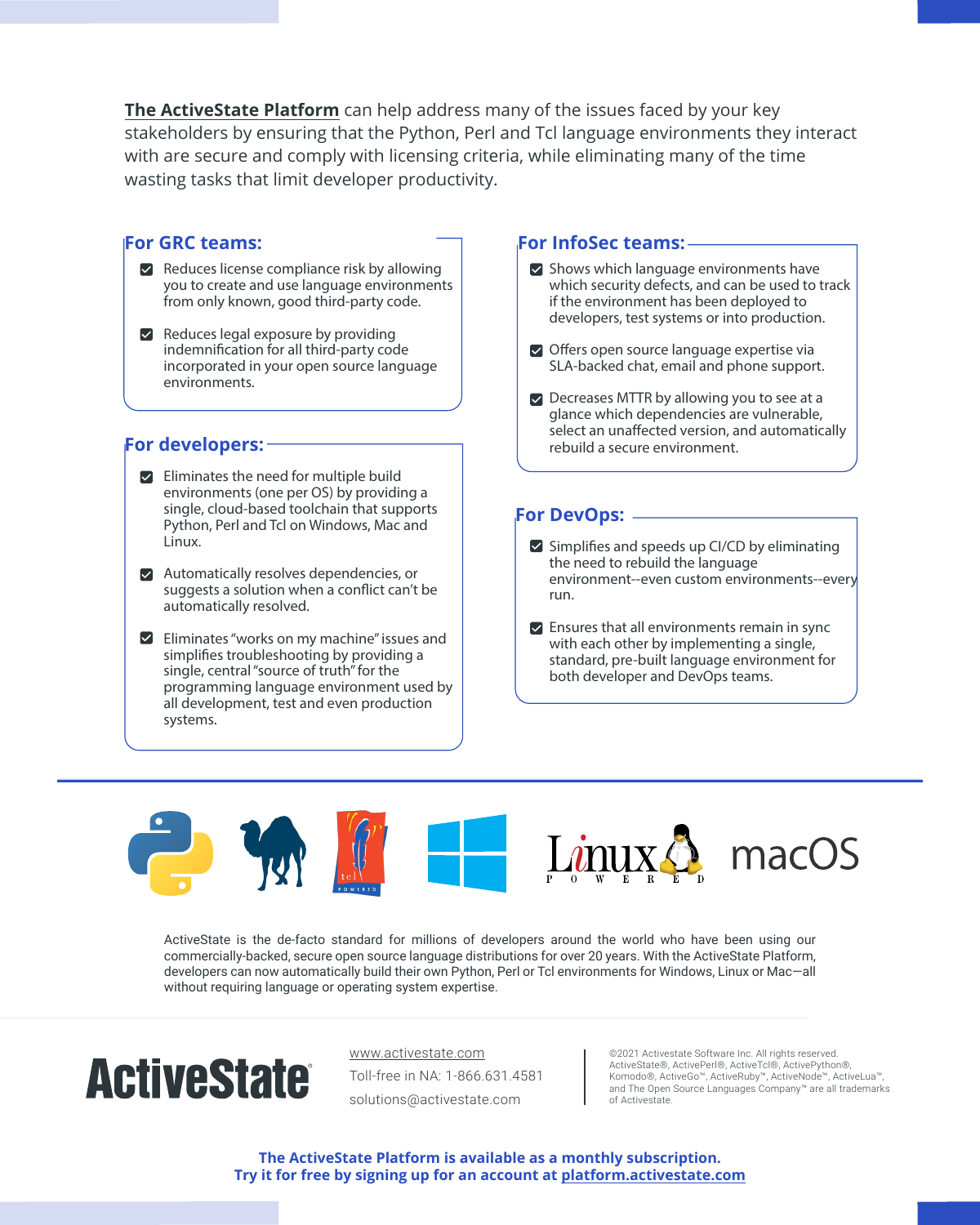**The ActiveState Platform** can help address many of the issues faced by your key stakeholders by ensuring that the Python, Perl and Tcl language environments they interact with are secure and comply with licensing criteria, while eliminating many of the time wasting tasks that limit developer productivity.

## For GRC teams:

- Reduces license compliance risk by allowing you to create and use language environments from only known, good third-party code.
- Reduces legal exposure by providing indemnification for all third-party code incorporated in your open source language environments.

## For developers:

- Eliminates the need for multiple build environments (one per OS) by providing a single, cloud-based toolchain that supports Python, Perl and Tcl on Windows, Mac and Linux.
- Automatically resolves dependencies, or suggests a solution when a conflict can't be automatically resolved.
- Eliminates "works on my machine" issues and simplifies troubleshooting by providing a single, central "source of truth" for the programming language environment used by all development, test and even production systems.

## For InfoSec teams:

- Shows which language environments have which security defects, and can be used to track if the environment has been deployed to developers, test systems or into production.
- Offers open source language expertise via SLA-backed chat, email and phone support.
- Decreases MTTR by allowing you to see at a glance which dependencies are vulnerable, select an unaffected version, and automatically rebuild a secure environment.

## For DevOps:

- Simplifies and speeds up CI/CD by eliminating the need to rebuild the language environment--even custom environments--every run.
- Ensures that all environments remain in sync with each other by implementing a single, standard, pre-built language environment for both developer and DevOps teams.

Linux POWERED macOS

ActiveState is the de-facto standard for millions of developers around the world who have been using our commercially-backed, secure open source language distributions for over 20 years. With the ActiveState Platform, developers can now automatically build their own Python, Perl or Tcl environments for Windows, Linux or Mac—all without requiring language or operating system expertise.

ActiveState

www.activestate.com
Toll-free in NA: 1-866.631.4581
solutions@activestate.com

©2021 Activestate Software Inc. All rights reserved. ActiveState®, ActivePerl®, ActiveTcl®, ActivePython®, Komodo®, ActiveGo™, ActiveRuby™, ActiveNode™, ActiveLua™, and The Open Source Languages Company™ are all trademarks of Activestate.

**The ActiveState Platform is available as a monthly subscription.**
**Try it for free by signing up for an account at platform.activestate.com**